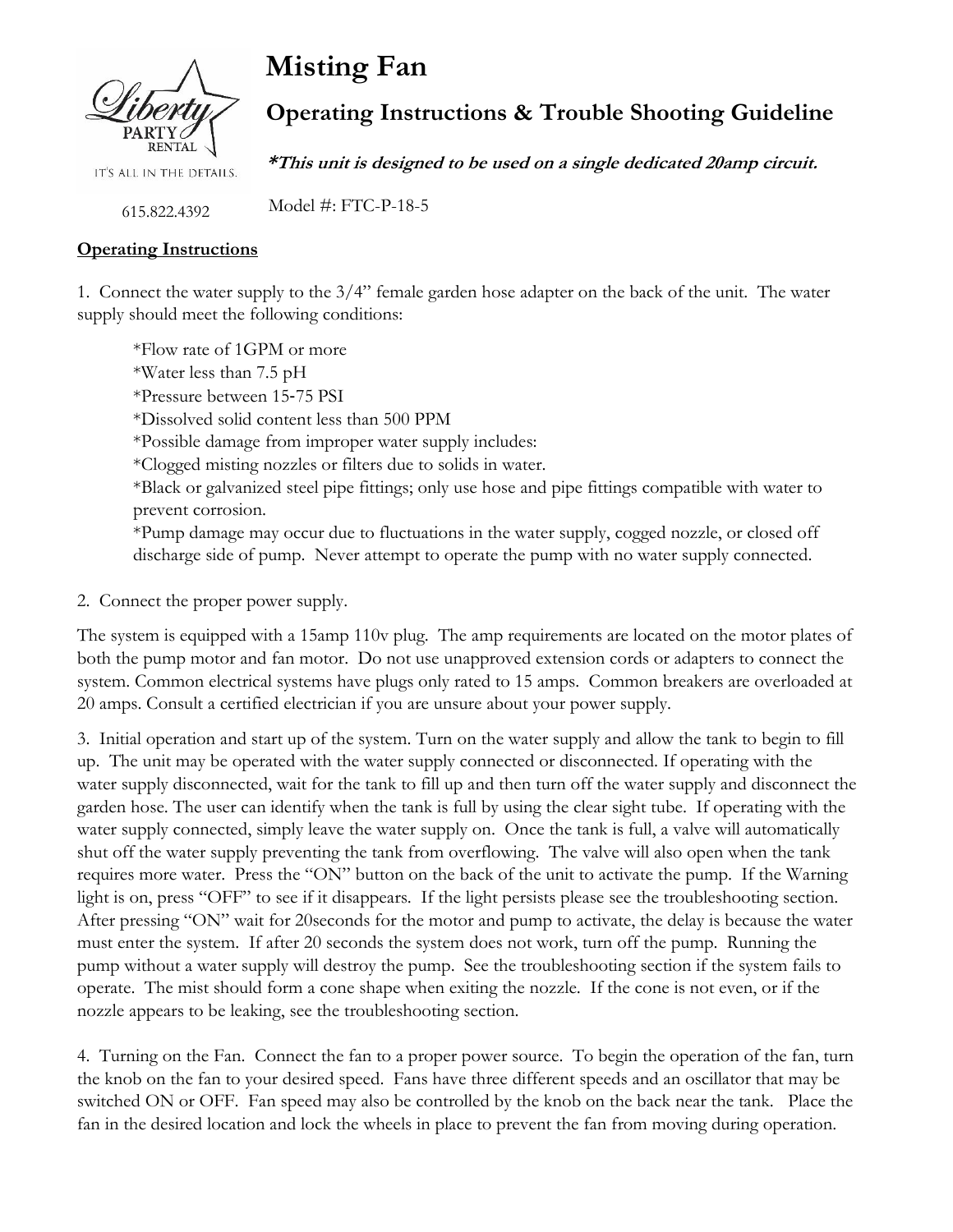Liberty PARTY RENTAL

IT'S ALL IN THE DETAILS.

615.822.4392

# Misting Fan

## Operating Instructions & Trouble Shooting Guideline

***This unit is designed to be used on a single dedicated 20amp circuit.***

Model #: FTC-P-18-5

**Operating Instructions**

1. Connect the water supply to the 3/4" female garden hose adapter on the back of the unit. The water supply should meet the following conditions:

   *Flow rate of 1GPM or more
   *Water less than 7.5 pH
   *Pressure between 15-75 PSI
   *Dissolved solid content less than 500 PPM
   *Possible damage from improper water supply includes:
   *Clogged misting nozzles or filters due to solids in water.
   *Black or galvanized steel pipe fittings; only use hose and pipe fittings compatible with water to prevent corrosion.
   *Pump damage may occur due to fluctuations in the water supply, cogged nozzle, or closed off discharge side of pump. Never attempt to operate the pump with no water supply connected.

2. Connect the proper power supply.

The system is equipped with a 15amp 110v plug. The amp requirements are located on the motor plates of both the pump motor and fan motor. Do not use unapproved extension cords or adapters to connect the system. Common electrical systems have plugs only rated to 15 amps. Common breakers are overloaded at 20 amps. Consult a certified electrician if you are unsure about your power supply.

3. Initial operation and start up of the system. Turn on the water supply and allow the tank to begin to fill up. The unit may be operated with the water supply connected or disconnected. If operating with the water supply disconnected, wait for the tank to fill up and then turn off the water supply and disconnect the garden hose. The user can identify when the tank is full by using the clear sight tube. If operating with the water supply connected, simply leave the water supply on. Once the tank is full, a valve will automatically shut off the water supply preventing the tank from overflowing. The valve will also open when the tank requires more water. Press the "ON" button on the back of the unit to activate the pump. If the Warning light is on, press "OFF" to see if it disappears. If the light persists please see the troubleshooting section. After pressing "ON" wait for 20seconds for the motor and pump to activate, the delay is because the water must enter the system. If after 20 seconds the system does not work, turn off the pump. Running the pump without a water supply will destroy the pump. See the troubleshooting section if the system fails to operate. The mist should form a cone shape when exiting the nozzle. If the cone is not even, or if the nozzle appears to be leaking, see the troubleshooting section.

4. Turning on the Fan. Connect the fan to a proper power source. To begin the operation of the fan, turn the knob on the fan to your desired speed. Fans have three different speeds and an oscillator that may be switched ON or OFF. Fan speed may also be controlled by the knob on the back near the tank. Place the fan in the desired location and lock the wheels in place to prevent the fan from moving during operation.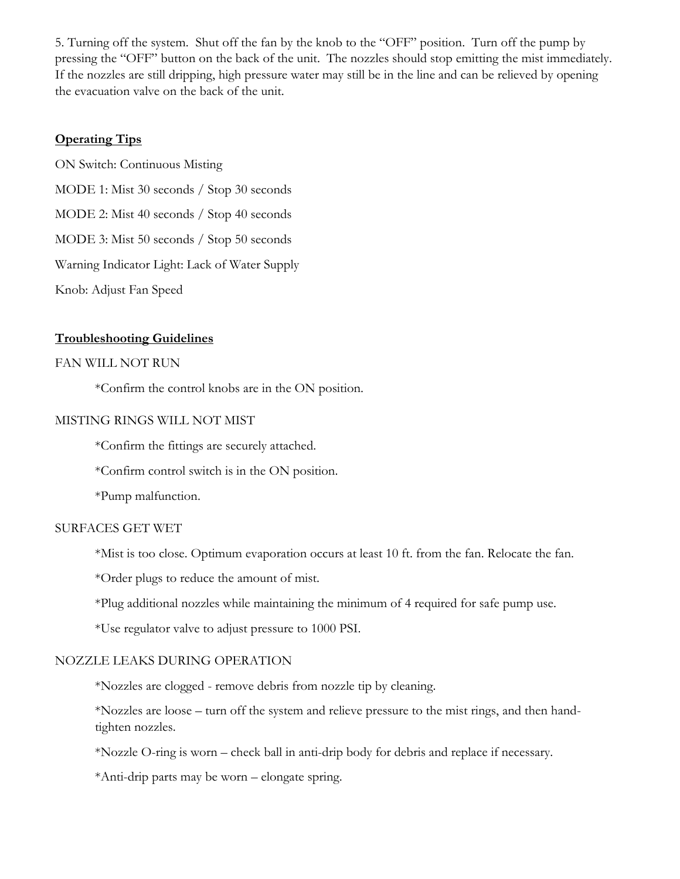5. Turning off the system. Shut off the fan by the knob to the "OFF" position. Turn off the pump by pressing the "OFF" button on the back of the unit. The nozzles should stop emitting the mist immediately. If the nozzles are still dripping, high pressure water may still be in the line and can be relieved by opening the evacuation valve on the back of the unit.

## **Operating Tips**

ON Switch: Continuous Misting

MODE 1: Mist 30 seconds / Stop 30 seconds

MODE 2: Mist 40 seconds / Stop 40 seconds

MODE 3: Mist 50 seconds / Stop 50 seconds

Warning Indicator Light: Lack of Water Supply

Knob: Adjust Fan Speed

## **Troubleshooting Guidelines**

FAN WILL NOT RUN

*Confirm the control knobs are in the ON position.

MISTING RINGS WILL NOT MIST

*Confirm the fittings are securely attached.

*Confirm control switch is in the ON position.

*Pump malfunction.

SURFACES GET WET

*Mist is too close. Optimum evaporation occurs at least 10 ft. from the fan. Relocate the fan.

*Order plugs to reduce the amount of mist.

*Plug additional nozzles while maintaining the minimum of 4 required for safe pump use.

*Use regulator valve to adjust pressure to 1000 PSI.

NOZZLE LEAKS DURING OPERATION

*Nozzles are clogged - remove debris from nozzle tip by cleaning.

*Nozzles are loose – turn off the system and relieve pressure to the mist rings, and then hand-tighten nozzles.

*Nozzle O-ring is worn – check ball in anti-drip body for debris and replace if necessary.

*Anti-drip parts may be worn – elongate spring.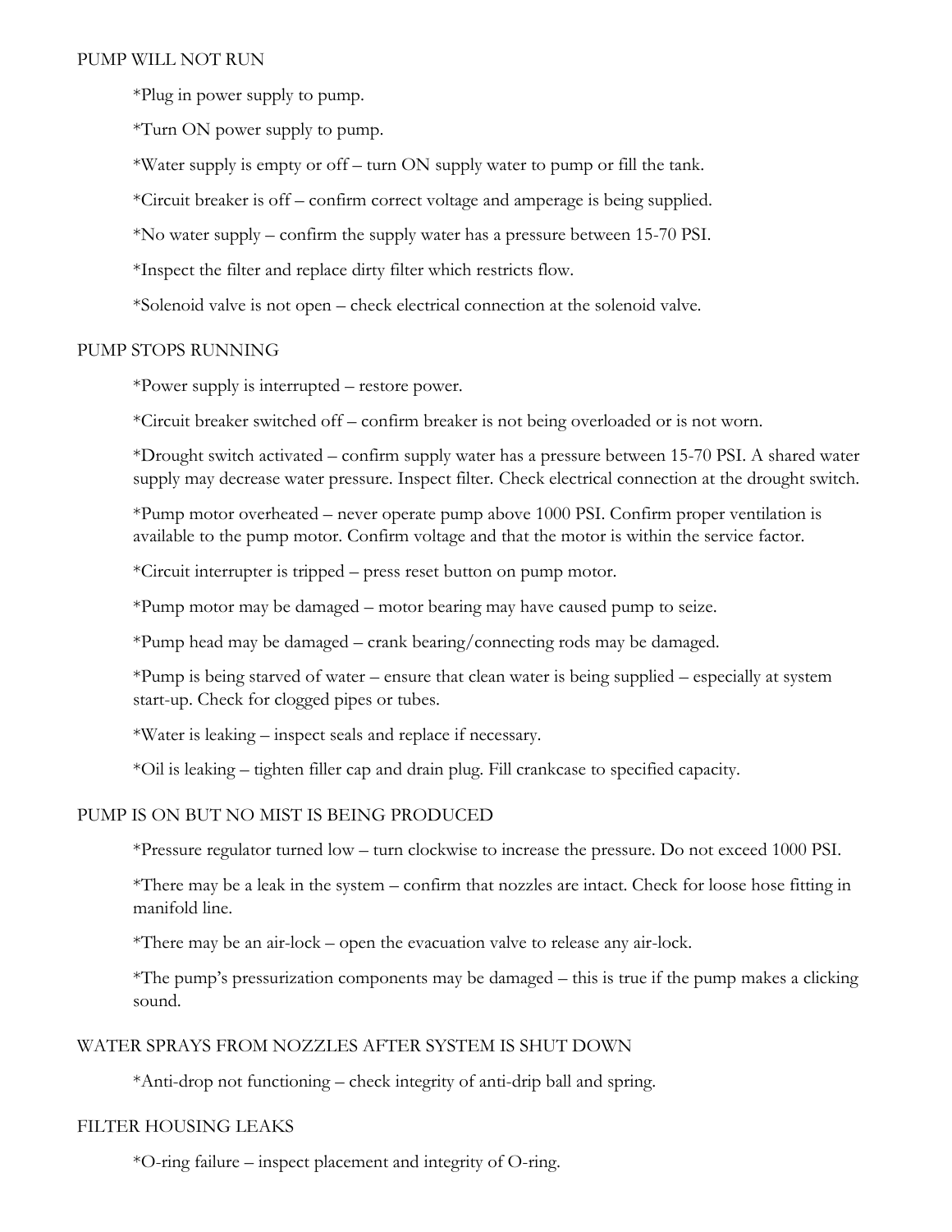## PUMP WILL NOT RUN

*Plug in power supply to pump.

*Turn ON power supply to pump.

*Water supply is empty or off – turn ON supply water to pump or fill the tank.

*Circuit breaker is off – confirm correct voltage and amperage is being supplied.

*No water supply – confirm the supply water has a pressure between 15-70 PSI.

*Inspect the filter and replace dirty filter which restricts flow.

*Solenoid valve is not open – check electrical connection at the solenoid valve.

## PUMP STOPS RUNNING

*Power supply is interrupted – restore power.

*Circuit breaker switched off – confirm breaker is not being overloaded or is not worn.

*Drought switch activated – confirm supply water has a pressure between 15-70 PSI. A shared water supply may decrease water pressure. Inspect filter. Check electrical connection at the drought switch.

*Pump motor overheated – never operate pump above 1000 PSI. Confirm proper ventilation is available to the pump motor. Confirm voltage and that the motor is within the service factor.

*Circuit interrupter is tripped – press reset button on pump motor.

*Pump motor may be damaged – motor bearing may have caused pump to seize.

*Pump head may be damaged – crank bearing/connecting rods may be damaged.

*Pump is being starved of water – ensure that clean water is being supplied – especially at system start-up. Check for clogged pipes or tubes.

*Water is leaking – inspect seals and replace if necessary.

*Oil is leaking – tighten filler cap and drain plug. Fill crankcase to specified capacity.

## PUMP IS ON BUT NO MIST IS BEING PRODUCED

*Pressure regulator turned low – turn clockwise to increase the pressure. Do not exceed 1000 PSI.

*There may be a leak in the system – confirm that nozzles are intact. Check for loose hose fitting in manifold line.

*There may be an air-lock – open the evacuation valve to release any air-lock.

*The pump's pressurization components may be damaged – this is true if the pump makes a clicking sound.

## WATER SPRAYS FROM NOZZLES AFTER SYSTEM IS SHUT DOWN

*Anti-drop not functioning – check integrity of anti-drip ball and spring.

## FILTER HOUSING LEAKS

*O-ring failure – inspect placement and integrity of O-ring.